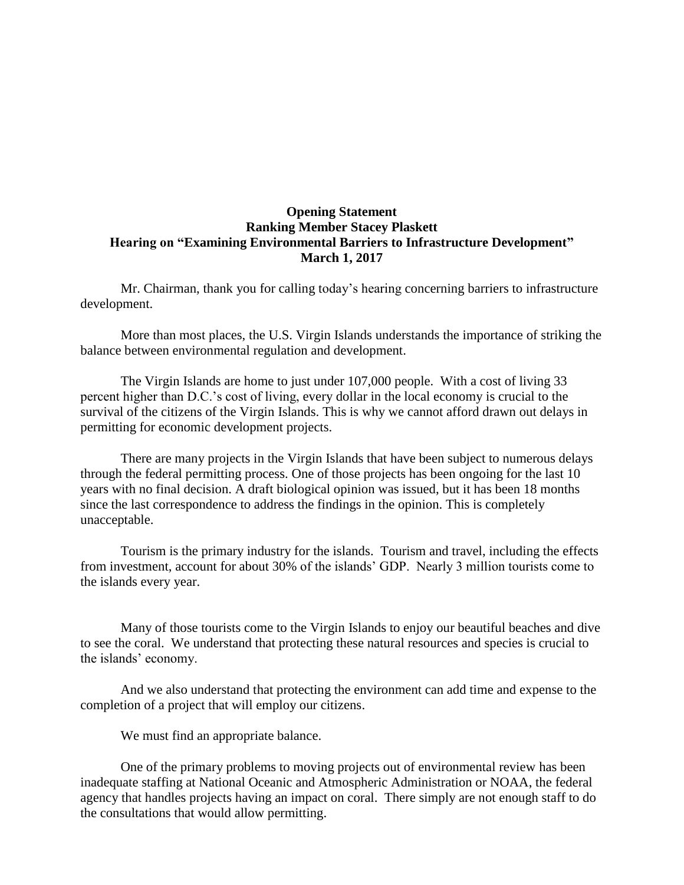**Opening Statement**
**Ranking Member Stacey Plaskett**
**Hearing on "Examining Environmental Barriers to Infrastructure Development"**
**March 1, 2017**

Mr. Chairman, thank you for calling today's hearing concerning barriers to infrastructure development.

More than most places, the U.S. Virgin Islands understands the importance of striking the balance between environmental regulation and development.

The Virgin Islands are home to just under 107,000 people. With a cost of living 33 percent higher than D.C.'s cost of living, every dollar in the local economy is crucial to the survival of the citizens of the Virgin Islands. This is why we cannot afford drawn out delays in permitting for economic development projects.

There are many projects in the Virgin Islands that have been subject to numerous delays through the federal permitting process. One of those projects has been ongoing for the last 10 years with no final decision. A draft biological opinion was issued, but it has been 18 months since the last correspondence to address the findings in the opinion. This is completely unacceptable.

Tourism is the primary industry for the islands. Tourism and travel, including the effects from investment, account for about 30% of the islands' GDP. Nearly 3 million tourists come to the islands every year.

Many of those tourists come to the Virgin Islands to enjoy our beautiful beaches and dive to see the coral. We understand that protecting these natural resources and species is crucial to the islands' economy.

And we also understand that protecting the environment can add time and expense to the completion of a project that will employ our citizens.

We must find an appropriate balance.

One of the primary problems to moving projects out of environmental review has been inadequate staffing at National Oceanic and Atmospheric Administration or NOAA, the federal agency that handles projects having an impact on coral. There simply are not enough staff to do the consultations that would allow permitting.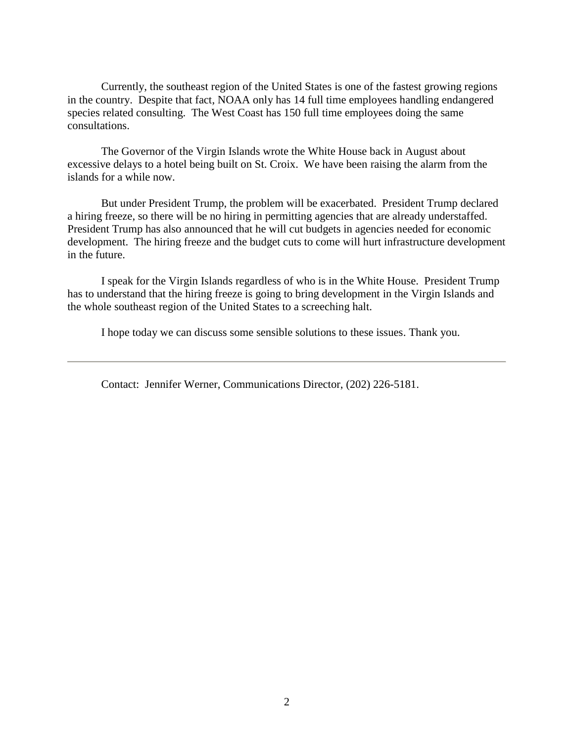Currently, the southeast region of the United States is one of the fastest growing regions in the country. Despite that fact, NOAA only has 14 full time employees handling endangered species related consulting. The West Coast has 150 full time employees doing the same consultations.

The Governor of the Virgin Islands wrote the White House back in August about excessive delays to a hotel being built on St. Croix. We have been raising the alarm from the islands for a while now.

But under President Trump, the problem will be exacerbated. President Trump declared a hiring freeze, so there will be no hiring in permitting agencies that are already understaffed. President Trump has also announced that he will cut budgets in agencies needed for economic development. The hiring freeze and the budget cuts to come will hurt infrastructure development in the future.

I speak for the Virgin Islands regardless of who is in the White House. President Trump has to understand that the hiring freeze is going to bring development in the Virgin Islands and the whole southeast region of the United States to a screeching halt.

I hope today we can discuss some sensible solutions to these issues. Thank you.

---

Contact: Jennifer Werner, Communications Director, (202) 226-5181.